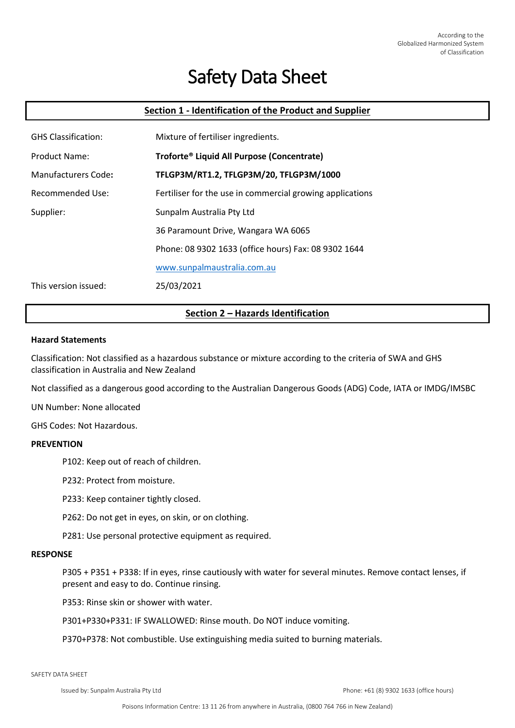According to the Globalized Harmonized System of Classification

# Safety Data Sheet

## Section 1 - Identification of the Product and Supplier

| | |
|---|---|
| GHS Classification: | Mixture of fertiliser ingredients. |
| Product Name: | **Troforte® Liquid All Purpose (Concentrate)** |
| Manufacturers Code**:** | **TFLGP3M/RT1.2, TFLGP3M/20, TFLGP3M/1000** |
| Recommended Use: | Fertiliser for the use in commercial growing applications |
| Supplier: | Sunpalm Australia Pty Ltd |
| | 36 Paramount Drive, Wangara WA 6065 |
| | Phone: 08 9302 1633 (office hours) Fax: 08 9302 1644 |
| | www.sunpalmaustralia.com.au |
| This version issued: | 25/03/2021 |

## Section 2 – Hazards Identification

**Hazard Statements**

Classification: Not classified as a hazardous substance or mixture according to the criteria of SWA and GHS classification in Australia and New Zealand

Not classified as a dangerous good according to the Australian Dangerous Goods (ADG) Code, IATA or IMDG/IMSBC

UN Number: None allocated

GHS Codes: Not Hazardous.

**PREVENTION**

P102: Keep out of reach of children.

P232: Protect from moisture.

P233: Keep container tightly closed.

P262: Do not get in eyes, on skin, or on clothing.

P281: Use personal protective equipment as required.

**RESPONSE**

P305 + P351 + P338: If in eyes, rinse cautiously with water for several minutes. Remove contact lenses, if present and easy to do. Continue rinsing.

P353: Rinse skin or shower with water.

P301+P330+P331: IF SWALLOWED: Rinse mouth. Do NOT induce vomiting.

P370+P378: Not combustible. Use extinguishing media suited to burning materials.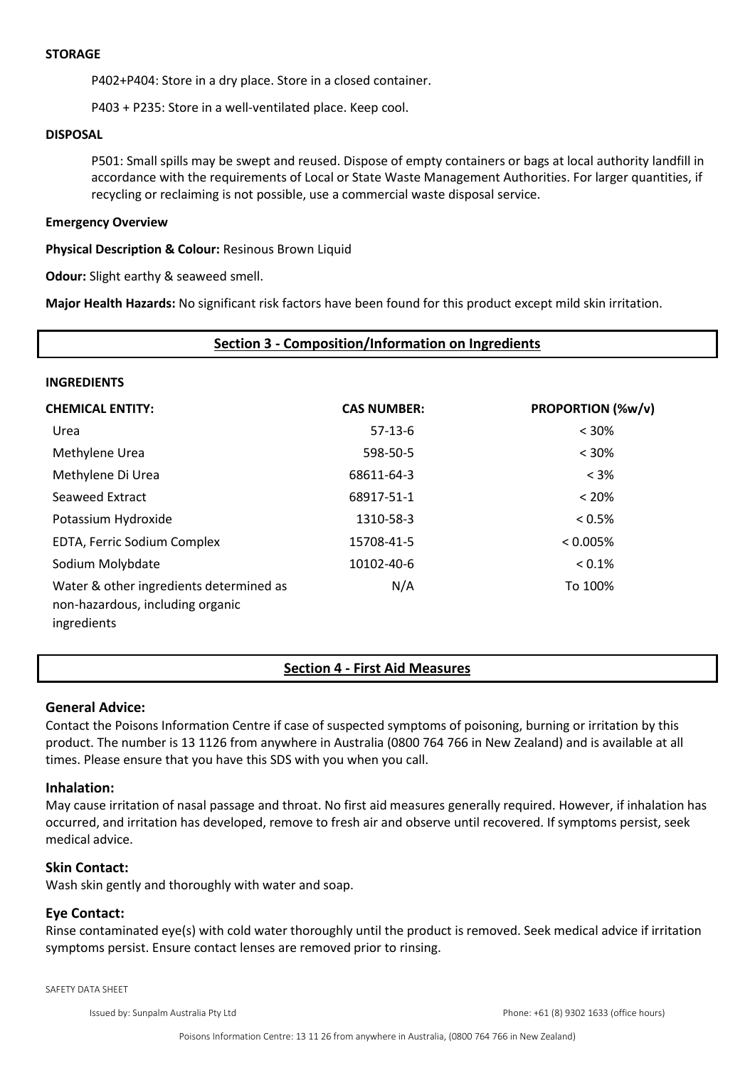**STORAGE**

P402+P404: Store in a dry place. Store in a closed container.

P403 + P235: Store in a well-ventilated place. Keep cool.

**DISPOSAL**

P501: Small spills may be swept and reused. Dispose of empty containers or bags at local authority landfill in accordance with the requirements of Local or State Waste Management Authorities. For larger quantities, if recycling or reclaiming is not possible, use a commercial waste disposal service.

**Emergency Overview**

**Physical Description & Colour:** Resinous Brown Liquid

**Odour:** Slight earthy & seaweed smell.

**Major Health Hazards:** No significant risk factors have been found for this product except mild skin irritation.

## Section 3 - Composition/Information on Ingredients

**INGREDIENTS**

| CHEMICAL ENTITY: | CAS NUMBER: | PROPORTION (%w/v) |
|---|---|---|
| Urea | 57-13-6 | < 30% |
| Methylene Urea | 598-50-5 | < 30% |
| Methylene Di Urea | 68611-64-3 | < 3% |
| Seaweed Extract | 68917-51-1 | < 20% |
| Potassium Hydroxide | 1310-58-3 | < 0.5% |
| EDTA, Ferric Sodium Complex | 15708-41-5 | < 0.005% |
| Sodium Molybdate | 10102-40-6 | < 0.1% |
| Water & other ingredients determined as non-hazardous, including organic ingredients | N/A | To 100% |

## Section 4 - First Aid Measures

### General Advice:

Contact the Poisons Information Centre if case of suspected symptoms of poisoning, burning or irritation by this product. The number is 13 1126 from anywhere in Australia (0800 764 766 in New Zealand) and is available at all times. Please ensure that you have this SDS with you when you call.

### Inhalation:

May cause irritation of nasal passage and throat. No first aid measures generally required. However, if inhalation has occurred, and irritation has developed, remove to fresh air and observe until recovered. If symptoms persist, seek medical advice.

### Skin Contact:

Wash skin gently and thoroughly with water and soap.

### Eye Contact:

Rinse contaminated eye(s) with cold water thoroughly until the product is removed. Seek medical advice if irritation symptoms persist. Ensure contact lenses are removed prior to rinsing.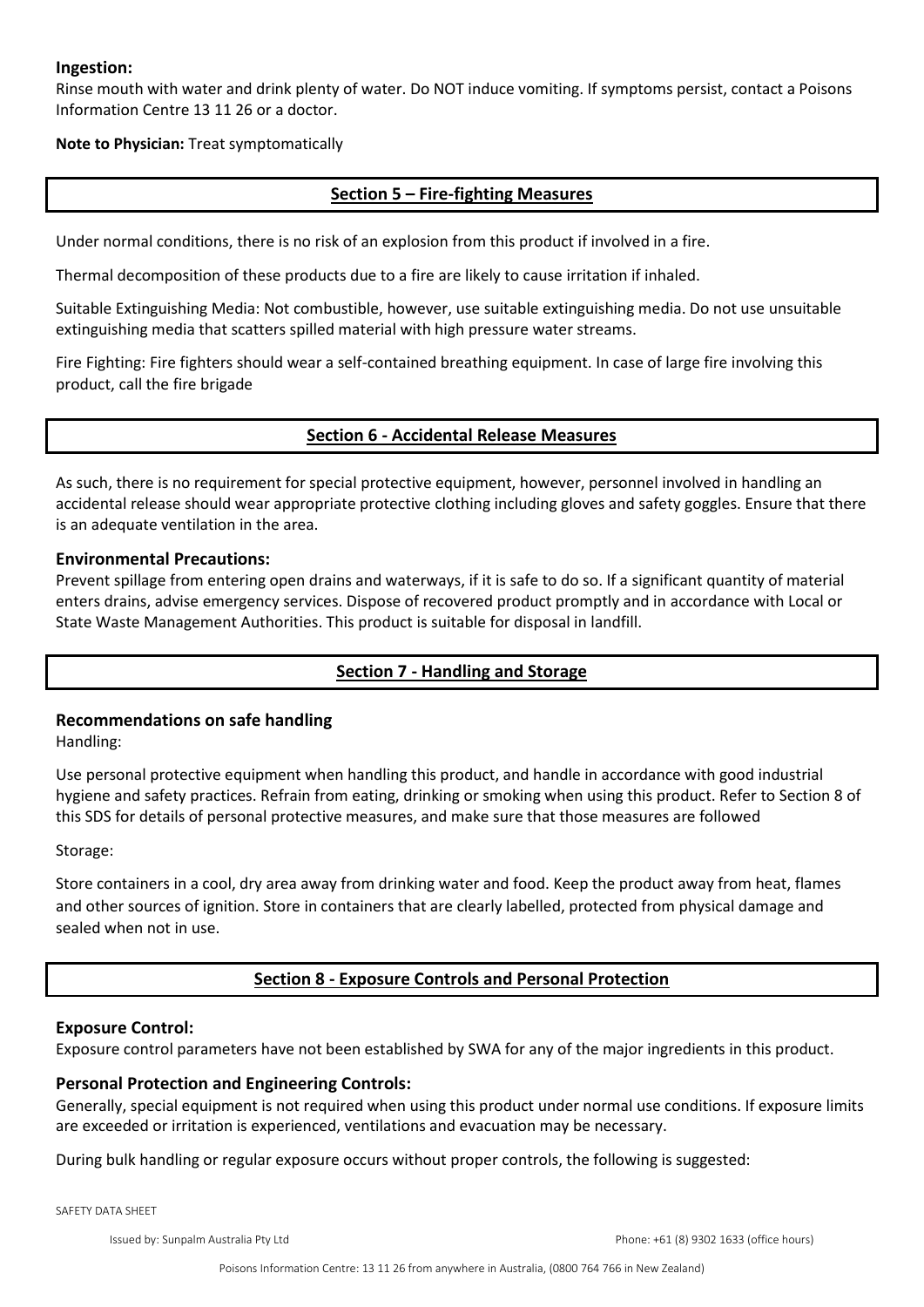**Ingestion:**
Rinse mouth with water and drink plenty of water. Do NOT induce vomiting. If symptoms persist, contact a Poisons Information Centre 13 11 26 or a doctor.

**Note to Physician:** Treat symptomatically

## Section 5 – Fire-fighting Measures

Under normal conditions, there is no risk of an explosion from this product if involved in a fire.

Thermal decomposition of these products due to a fire are likely to cause irritation if inhaled.

Suitable Extinguishing Media: Not combustible, however, use suitable extinguishing media. Do not use unsuitable extinguishing media that scatters spilled material with high pressure water streams.

Fire Fighting: Fire fighters should wear a self-contained breathing equipment. In case of large fire involving this product, call the fire brigade

## Section 6 - Accidental Release Measures

As such, there is no requirement for special protective equipment, however, personnel involved in handling an accidental release should wear appropriate protective clothing including gloves and safety goggles. Ensure that there is an adequate ventilation in the area.

### Environmental Precautions:

Prevent spillage from entering open drains and waterways, if it is safe to do so. If a significant quantity of material enters drains, advise emergency services. Dispose of recovered product promptly and in accordance with Local or State Waste Management Authorities. This product is suitable for disposal in landfill.

## Section 7 - Handling and Storage

### Recommendations on safe handling

Handling:

Use personal protective equipment when handling this product, and handle in accordance with good industrial hygiene and safety practices. Refrain from eating, drinking or smoking when using this product. Refer to Section 8 of this SDS for details of personal protective measures, and make sure that those measures are followed

Storage:

Store containers in a cool, dry area away from drinking water and food. Keep the product away from heat, flames and other sources of ignition. Store in containers that are clearly labelled, protected from physical damage and sealed when not in use.

## Section 8 - Exposure Controls and Personal Protection

### Exposure Control:

Exposure control parameters have not been established by SWA for any of the major ingredients in this product.

### Personal Protection and Engineering Controls:

Generally, special equipment is not required when using this product under normal use conditions. If exposure limits are exceeded or irritation is experienced, ventilations and evacuation may be necessary.

During bulk handling or regular exposure occurs without proper controls, the following is suggested: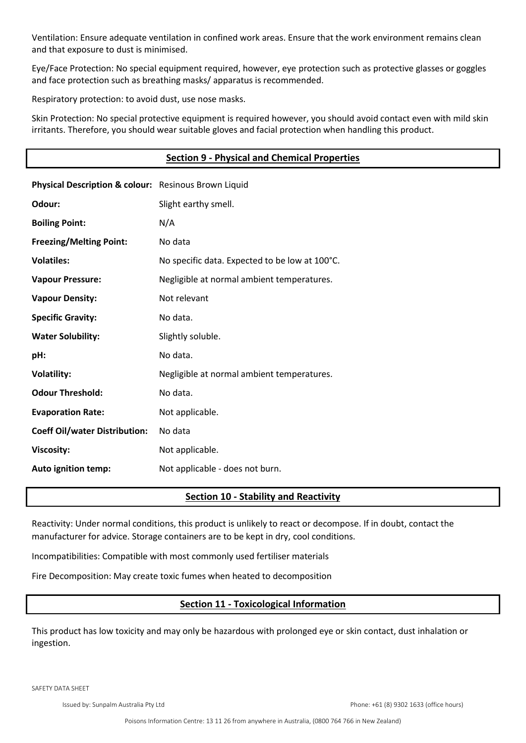Ventilation: Ensure adequate ventilation in confined work areas. Ensure that the work environment remains clean and that exposure to dust is minimised.

Eye/Face Protection: No special equipment required, however, eye protection such as protective glasses or goggles and face protection such as breathing masks/ apparatus is recommended.

Respiratory protection: to avoid dust, use nose masks.

Skin Protection: No special protective equipment is required however, you should avoid contact even with mild skin irritants. Therefore, you should wear suitable gloves and facial protection when handling this product.

## Section 9 - Physical and Chemical Properties

| | |
|---|---|
| **Physical Description & colour:** | Resinous Brown Liquid |
| **Odour:** | Slight earthy smell. |
| **Boiling Point:** | N/A |
| **Freezing/Melting Point:** | No data |
| **Volatiles:** | No specific data. Expected to be low at 100°C. |
| **Vapour Pressure:** | Negligible at normal ambient temperatures. |
| **Vapour Density:** | Not relevant |
| **Specific Gravity:** | No data. |
| **Water Solubility:** | Slightly soluble. |
| **pH:** | No data. |
| **Volatility:** | Negligible at normal ambient temperatures. |
| **Odour Threshold:** | No data. |
| **Evaporation Rate:** | Not applicable. |
| **Coeff Oil/water Distribution:** | No data |
| **Viscosity:** | Not applicable. |
| **Auto ignition temp:** | Not applicable - does not burn. |

## Section 10 - Stability and Reactivity

Reactivity: Under normal conditions, this product is unlikely to react or decompose. If in doubt, contact the manufacturer for advice. Storage containers are to be kept in dry, cool conditions.

Incompatibilities: Compatible with most commonly used fertiliser materials

Fire Decomposition: May create toxic fumes when heated to decomposition

## Section 11 - Toxicological Information

This product has low toxicity and may only be hazardous with prolonged eye or skin contact, dust inhalation or ingestion.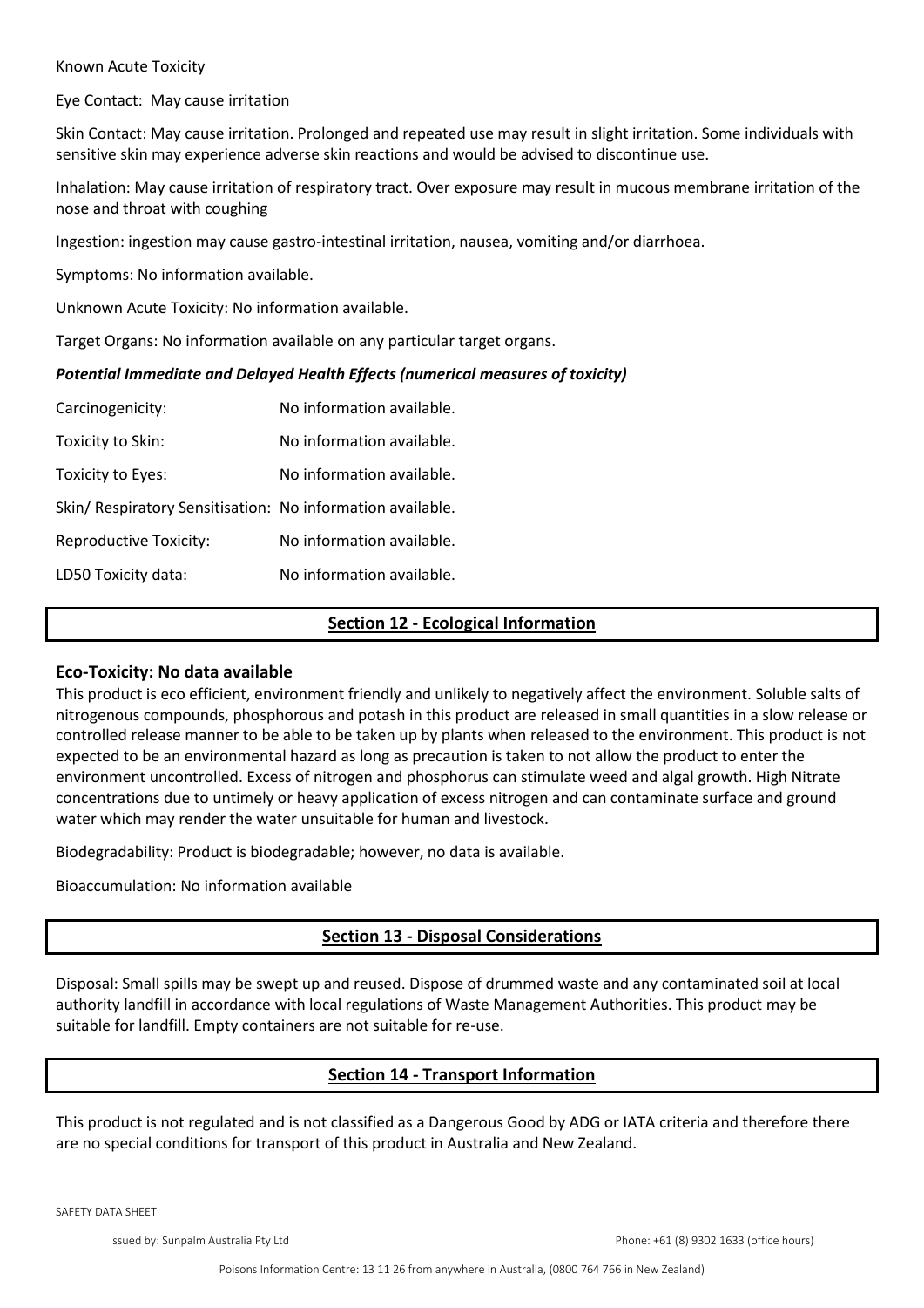Known Acute Toxicity

Eye Contact: May cause irritation

Skin Contact: May cause irritation. Prolonged and repeated use may result in slight irritation. Some individuals with sensitive skin may experience adverse skin reactions and would be advised to discontinue use.

Inhalation: May cause irritation of respiratory tract. Over exposure may result in mucous membrane irritation of the nose and throat with coughing

Ingestion: ingestion may cause gastro-intestinal irritation, nausea, vomiting and/or diarrhoea.

Symptoms: No information available.

Unknown Acute Toxicity: No information available.

Target Organs: No information available on any particular target organs.

***Potential Immediate and Delayed Health Effects (numerical measures of toxicity)***

Carcinogenicity: No information available.

Toxicity to Skin: No information available.

Toxicity to Eyes: No information available.

Skin/ Respiratory Sensitisation: No information available.

Reproductive Toxicity: No information available.

LD50 Toxicity data: No information available.

## Section 12 - Ecological Information

**Eco-Toxicity: No data available**

This product is eco efficient, environment friendly and unlikely to negatively affect the environment. Soluble salts of nitrogenous compounds, phosphorous and potash in this product are released in small quantities in a slow release or controlled release manner to be able to be taken up by plants when released to the environment. This product is not expected to be an environmental hazard as long as precaution is taken to not allow the product to enter the environment uncontrolled. Excess of nitrogen and phosphorus can stimulate weed and algal growth. High Nitrate concentrations due to untimely or heavy application of excess nitrogen and can contaminate surface and ground water which may render the water unsuitable for human and livestock.

Biodegradability: Product is biodegradable; however, no data is available.

Bioaccumulation: No information available

## Section 13 - Disposal Considerations

Disposal: Small spills may be swept up and reused. Dispose of drummed waste and any contaminated soil at local authority landfill in accordance with local regulations of Waste Management Authorities. This product may be suitable for landfill. Empty containers are not suitable for re-use.

## Section 14 - Transport Information

This product is not regulated and is not classified as a Dangerous Good by ADG or IATA criteria and therefore there are no special conditions for transport of this product in Australia and New Zealand.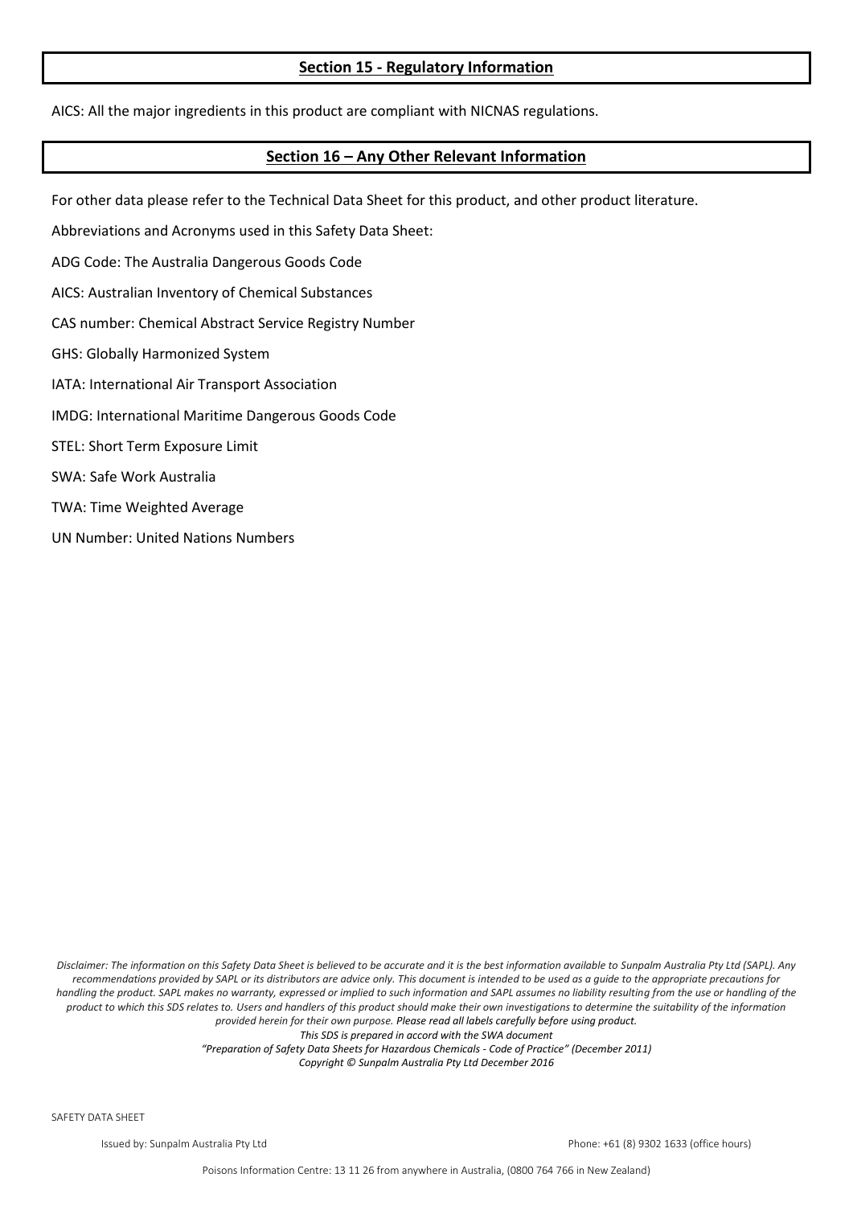## Section 15 - Regulatory Information

AICS: All the major ingredients in this product are compliant with NICNAS regulations.

## Section 16 – Any Other Relevant Information

For other data please refer to the Technical Data Sheet for this product, and other product literature.

Abbreviations and Acronyms used in this Safety Data Sheet:

ADG Code: The Australia Dangerous Goods Code

AICS: Australian Inventory of Chemical Substances

CAS number: Chemical Abstract Service Registry Number

GHS: Globally Harmonized System

IATA: International Air Transport Association

IMDG: International Maritime Dangerous Goods Code

STEL: Short Term Exposure Limit

SWA: Safe Work Australia

TWA: Time Weighted Average

UN Number: United Nations Numbers

*Disclaimer: The information on this Safety Data Sheet is believed to be accurate and it is the best information available to Sunpalm Australia Pty Ltd (SAPL). Any recommendations provided by SAPL or its distributors are advice only. This document is intended to be used as a guide to the appropriate precautions for handling the product. SAPL makes no warranty, expressed or implied to such information and SAPL assumes no liability resulting from the use or handling of the product to which this SDS relates to. Users and handlers of this product should make their own investigations to determine the suitability of the information provided herein for their own purpose. Please read all labels carefully before using product.*

*This SDS is prepared in accord with the SWA document*

*"Preparation of Safety Data Sheets for Hazardous Chemicals - Code of Practice" (December 2011)*

*Copyright © Sunpalm Australia Pty Ltd December 2016*